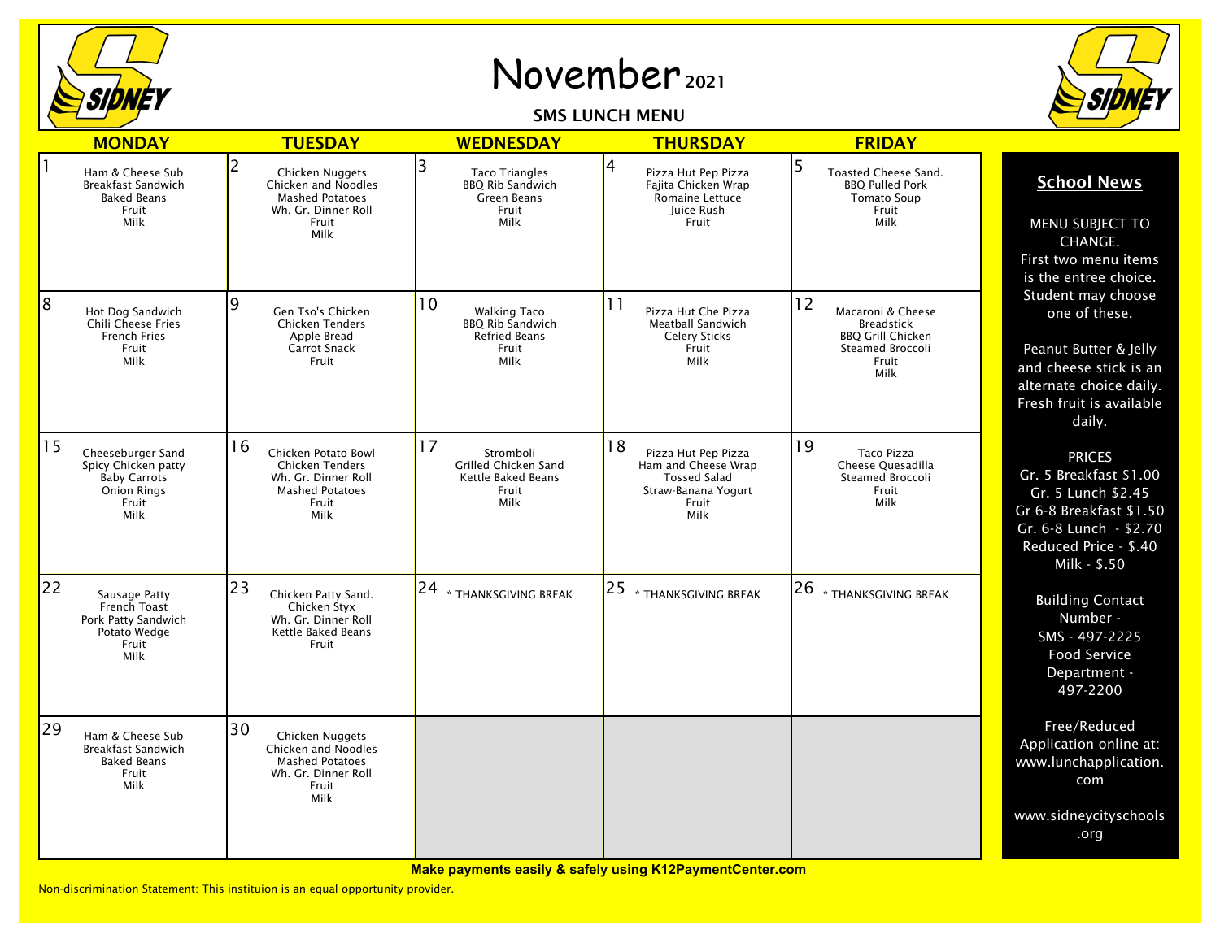# November 2021

## SMS LUNCH MENU

| MONDAY | TUESDAY | WEDNESDAY | THURSDAY | FRIDAY |
|---|---|---|---|---|
| 1<br>Ham & Cheese Sub<br>Breakfast Sandwich<br>Baked Beans<br>Fruit<br>Milk | 2<br>Chicken Nuggets<br>Chicken and Noodles<br>Mashed Potatoes<br>Wh. Gr. Dinner Roll<br>Fruit<br>Milk | 3<br>Taco Triangles<br>BBQ Rib Sandwich<br>Green Beans<br>Fruit<br>Milk | 4<br>Pizza Hut Pep Pizza<br>Fajita Chicken Wrap<br>Romaine Lettuce<br>Juice Rush<br>Fruit | 5<br>Toasted Cheese Sand.<br>BBQ Pulled Pork<br>Tomato Soup<br>Fruit<br>Milk |
| 8<br>Hot Dog Sandwich<br>Chili Cheese Fries<br>French Fries<br>Fruit<br>Milk | 9<br>Gen Tso's Chicken<br>Chicken Tenders<br>Apple Bread<br>Carrot Snack<br>Fruit | 10<br>Walking Taco<br>BBQ Rib Sandwich<br>Refried Beans<br>Fruit<br>Milk | 11<br>Pizza Hut Che Pizza<br>Meatball Sandwich<br>Celery Sticks<br>Fruit<br>Milk | 12<br>Macaroni & Cheese<br>Breadstick<br>BBQ Grill Chicken<br>Steamed Broccoli<br>Fruit<br>Milk |
| 15<br>Cheeseburger Sand<br>Spicy Chicken patty<br>Baby Carrots<br>Onion Rings<br>Fruit<br>Milk | 16<br>Chicken Potato Bowl<br>Chicken Tenders<br>Wh. Gr. Dinner Roll<br>Mashed Potatoes<br>Fruit<br>Milk | 17<br>Stromboli<br>Grilled Chicken Sand<br>Kettle Baked Beans<br>Fruit<br>Milk | 18<br>Pizza Hut Pep Pizza<br>Ham and Cheese Wrap<br>Tossed Salad<br>Straw-Banana Yogurt<br>Fruit<br>Milk | 19<br>Taco Pizza<br>Cheese Quesadilla<br>Steamed Broccoli<br>Fruit<br>Milk |
| 22<br>Sausage Patty<br>French Toast<br>Pork Patty Sandwich<br>Potato Wedge<br>Fruit<br>Milk | 23<br>Chicken Patty Sand.<br>Chicken Styx<br>Wh. Gr. Dinner Roll<br>Kettle Baked Beans<br>Fruit | 24<br>* THANKSGIVING BREAK | 25<br>* THANKSGIVING BREAK | 26<br>* THANKSGIVING BREAK |
| 29<br>Ham & Cheese Sub<br>Breakfast Sandwich<br>Baked Beans<br>Fruit<br>Milk | 30<br>Chicken Nuggets<br>Chicken and Noodles<br>Mashed Potatoes<br>Wh. Gr. Dinner Roll<br>Fruit<br>Milk | | | |

## School News

MENU SUBJECT TO CHANGE.
First two menu items is the entree choice. Student may choose one of these.

Peanut Butter & Jelly and cheese stick is an alternate choice daily. Fresh fruit is available daily.

PRICES
Gr. 5 Breakfast $1.00
Gr. 5 Lunch $2.45
Gr 6-8 Breakfast $1.50
Gr. 6-8 Lunch - $2.70
Reduced Price - $.40
Milk - $.50

Building Contact Number -
SMS - 497-2225
Food Service Department -
497-2200

Free/Reduced Application online at: www.lunchapplication.com

www.sidneycityschools.org

**Make payments easily & safely using K12PaymentCenter.com**

Non-discrimination Statement: This instituion is an equal opportunity provider.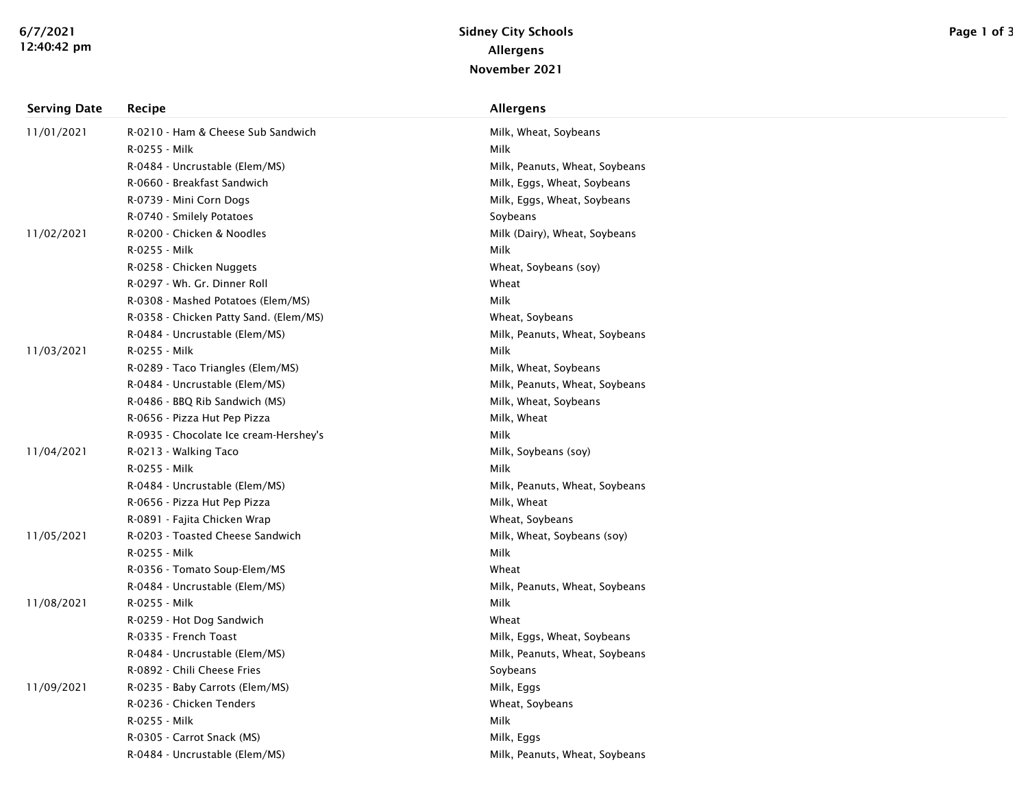# Sidney City Schools
## Allergens
### November 2021

| Serving Date | Recipe | Allergens |
|---|---|---|
| 11/01/2021 | R-0210 - Ham & Cheese Sub Sandwich | Milk, Wheat, Soybeans |
| | R-0255 - Milk | Milk |
| | R-0484 - Uncrustable (Elem/MS) | Milk, Peanuts, Wheat, Soybeans |
| | R-0660 - Breakfast Sandwich | Milk, Eggs, Wheat, Soybeans |
| | R-0739 - Mini Corn Dogs | Milk, Eggs, Wheat, Soybeans |
| | R-0740 - Smilely Potatoes | Soybeans |
| 11/02/2021 | R-0200 - Chicken & Noodles | Milk (Dairy), Wheat, Soybeans |
| | R-0255 - Milk | Milk |
| | R-0258 - Chicken Nuggets | Wheat, Soybeans (soy) |
| | R-0297 - Wh. Gr. Dinner Roll | Wheat |
| | R-0308 - Mashed Potatoes (Elem/MS) | Milk |
| | R-0358 - Chicken Patty Sand. (Elem/MS) | Wheat, Soybeans |
| | R-0484 - Uncrustable (Elem/MS) | Milk, Peanuts, Wheat, Soybeans |
| 11/03/2021 | R-0255 - Milk | Milk |
| | R-0289 - Taco Triangles (Elem/MS) | Milk, Wheat, Soybeans |
| | R-0484 - Uncrustable (Elem/MS) | Milk, Peanuts, Wheat, Soybeans |
| | R-0486 - BBQ Rib Sandwich (MS) | Milk, Wheat, Soybeans |
| | R-0656 - Pizza Hut Pep Pizza | Milk, Wheat |
| | R-0935 - Chocolate Ice cream-Hershey's | Milk |
| 11/04/2021 | R-0213 - Walking Taco | Milk, Soybeans (soy) |
| | R-0255 - Milk | Milk |
| | R-0484 - Uncrustable (Elem/MS) | Milk, Peanuts, Wheat, Soybeans |
| | R-0656 - Pizza Hut Pep Pizza | Milk, Wheat |
| | R-0891 - Fajita Chicken Wrap | Wheat, Soybeans |
| 11/05/2021 | R-0203 - Toasted Cheese Sandwich | Milk, Wheat, Soybeans (soy) |
| | R-0255 - Milk | Milk |
| | R-0356 - Tomato Soup-Elem/MS | Wheat |
| | R-0484 - Uncrustable (Elem/MS) | Milk, Peanuts, Wheat, Soybeans |
| 11/08/2021 | R-0255 - Milk | Milk |
| | R-0259 - Hot Dog Sandwich | Wheat |
| | R-0335 - French Toast | Milk, Eggs, Wheat, Soybeans |
| | R-0484 - Uncrustable (Elem/MS) | Milk, Peanuts, Wheat, Soybeans |
| | R-0892 - Chili Cheese Fries | Soybeans |
| 11/09/2021 | R-0235 - Baby Carrots (Elem/MS) | Milk, Eggs |
| | R-0236 - Chicken Tenders | Wheat, Soybeans |
| | R-0255 - Milk | Milk |
| | R-0305 - Carrot Snack (MS) | Milk, Eggs |
| | R-0484 - Uncrustable (Elem/MS) | Milk, Peanuts, Wheat, Soybeans |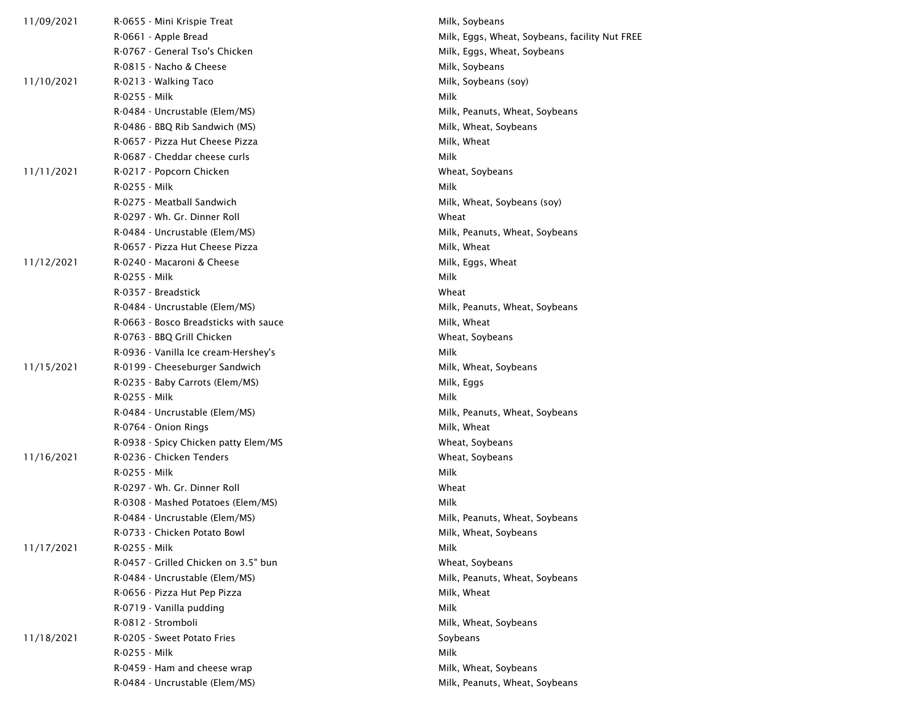| | | |
|---|---|---|
| 11/09/2021 | R-0655 - Mini Krispie Treat | Milk, Soybeans |
| | R-0661 - Apple Bread | Milk, Eggs, Wheat, Soybeans, facility Nut FREE |
| | R-0767 - General Tso's Chicken | Milk, Eggs, Wheat, Soybeans |
| | R-0815 - Nacho & Cheese | Milk, Soybeans |
| 11/10/2021 | R-0213 - Walking Taco | Milk, Soybeans (soy) |
| | R-0255 - Milk | Milk |
| | R-0484 - Uncrustable (Elem/MS) | Milk, Peanuts, Wheat, Soybeans |
| | R-0486 - BBQ Rib Sandwich (MS) | Milk, Wheat, Soybeans |
| | R-0657 - Pizza Hut Cheese Pizza | Milk, Wheat |
| | R-0687 - Cheddar cheese curls | Milk |
| 11/11/2021 | R-0217 - Popcorn Chicken | Wheat, Soybeans |
| | R-0255 - Milk | Milk |
| | R-0275 - Meatball Sandwich | Milk, Wheat, Soybeans (soy) |
| | R-0297 - Wh. Gr. Dinner Roll | Wheat |
| | R-0484 - Uncrustable (Elem/MS) | Milk, Peanuts, Wheat, Soybeans |
| | R-0657 - Pizza Hut Cheese Pizza | Milk, Wheat |
| 11/12/2021 | R-0240 - Macaroni & Cheese | Milk, Eggs, Wheat |
| | R-0255 - Milk | Milk |
| | R-0357 - Breadstick | Wheat |
| | R-0484 - Uncrustable (Elem/MS) | Milk, Peanuts, Wheat, Soybeans |
| | R-0663 - Bosco Breadsticks with sauce | Milk, Wheat |
| | R-0763 - BBQ Grill Chicken | Wheat, Soybeans |
| | R-0936 - Vanilla Ice cream-Hershey's | Milk |
| 11/15/2021 | R-0199 - Cheeseburger Sandwich | Milk, Wheat, Soybeans |
| | R-0235 - Baby Carrots (Elem/MS) | Milk, Eggs |
| | R-0255 - Milk | Milk |
| | R-0484 - Uncrustable (Elem/MS) | Milk, Peanuts, Wheat, Soybeans |
| | R-0764 - Onion Rings | Milk, Wheat |
| | R-0938 - Spicy Chicken patty Elem/MS | Wheat, Soybeans |
| 11/16/2021 | R-0236 - Chicken Tenders | Wheat, Soybeans |
| | R-0255 - Milk | Milk |
| | R-0297 - Wh. Gr. Dinner Roll | Wheat |
| | R-0308 - Mashed Potatoes (Elem/MS) | Milk |
| | R-0484 - Uncrustable (Elem/MS) | Milk, Peanuts, Wheat, Soybeans |
| | R-0733 - Chicken Potato Bowl | Milk, Wheat, Soybeans |
| 11/17/2021 | R-0255 - Milk | Milk |
| | R-0457 - Grilled Chicken on 3.5" bun | Wheat, Soybeans |
| | R-0484 - Uncrustable (Elem/MS) | Milk, Peanuts, Wheat, Soybeans |
| | R-0656 - Pizza Hut Pep Pizza | Milk, Wheat |
| | R-0719 - Vanilla pudding | Milk |
| | R-0812 - Stromboli | Milk, Wheat, Soybeans |
| 11/18/2021 | R-0205 - Sweet Potato Fries | Soybeans |
| | R-0255 - Milk | Milk |
| | R-0459 - Ham and cheese wrap | Milk, Wheat, Soybeans |
| | R-0484 - Uncrustable (Elem/MS) | Milk, Peanuts, Wheat, Soybeans |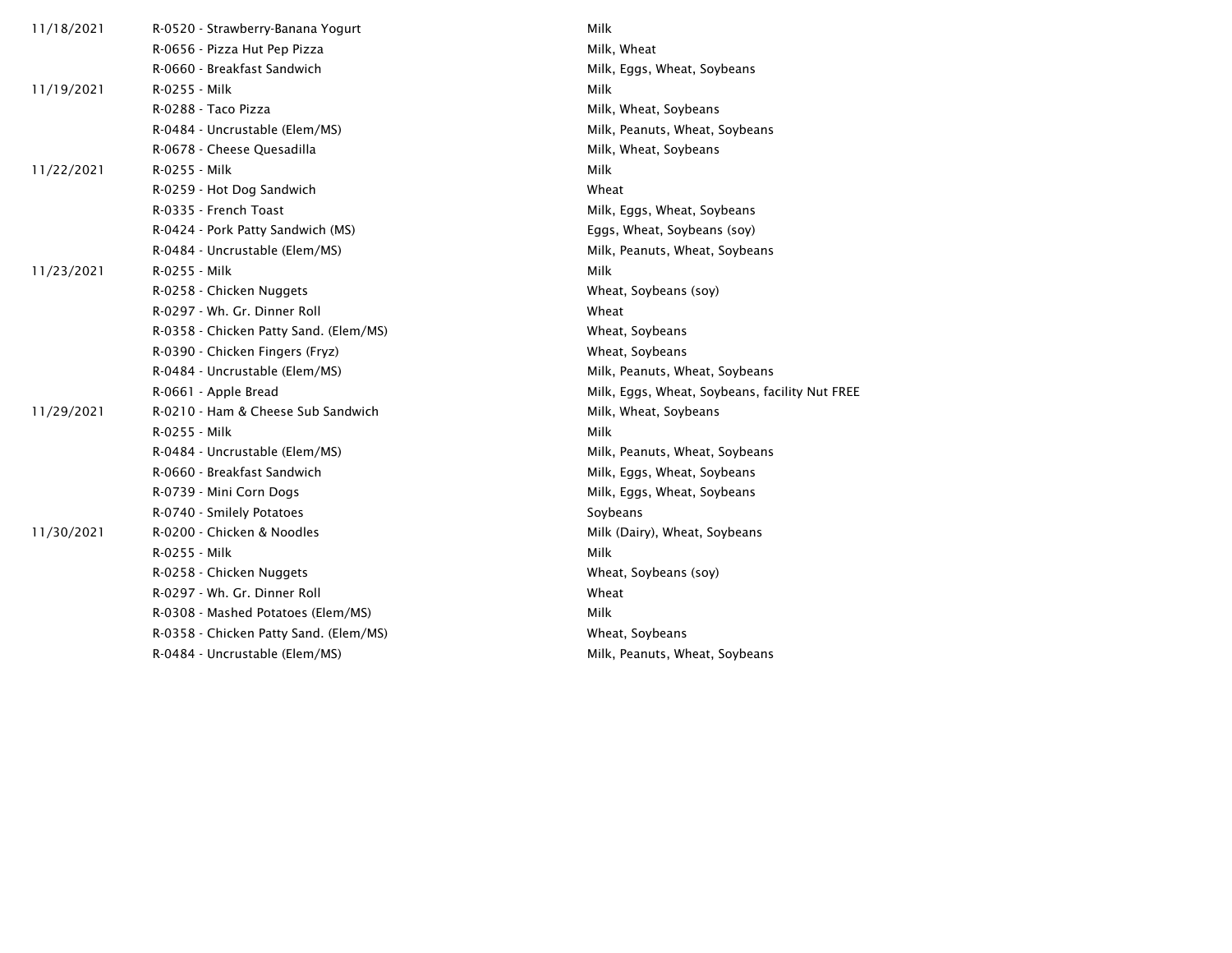| | | |
|---|---|---|
| 11/18/2021 | R-0520 - Strawberry-Banana Yogurt | Milk |
| | R-0656 - Pizza Hut Pep Pizza | Milk, Wheat |
| | R-0660 - Breakfast Sandwich | Milk, Eggs, Wheat, Soybeans |
| 11/19/2021 | R-0255 - Milk | Milk |
| | R-0288 - Taco Pizza | Milk, Wheat, Soybeans |
| | R-0484 - Uncrustable (Elem/MS) | Milk, Peanuts, Wheat, Soybeans |
| | R-0678 - Cheese Quesadilla | Milk, Wheat, Soybeans |
| 11/22/2021 | R-0255 - Milk | Milk |
| | R-0259 - Hot Dog Sandwich | Wheat |
| | R-0335 - French Toast | Milk, Eggs, Wheat, Soybeans |
| | R-0424 - Pork Patty Sandwich (MS) | Eggs, Wheat, Soybeans (soy) |
| | R-0484 - Uncrustable (Elem/MS) | Milk, Peanuts, Wheat, Soybeans |
| 11/23/2021 | R-0255 - Milk | Milk |
| | R-0258 - Chicken Nuggets | Wheat, Soybeans (soy) |
| | R-0297 - Wh. Gr. Dinner Roll | Wheat |
| | R-0358 - Chicken Patty Sand. (Elem/MS) | Wheat, Soybeans |
| | R-0390 - Chicken Fingers (Fryz) | Wheat, Soybeans |
| | R-0484 - Uncrustable (Elem/MS) | Milk, Peanuts, Wheat, Soybeans |
| | R-0661 - Apple Bread | Milk, Eggs, Wheat, Soybeans, facility Nut FREE |
| 11/29/2021 | R-0210 - Ham & Cheese Sub Sandwich | Milk, Wheat, Soybeans |
| | R-0255 - Milk | Milk |
| | R-0484 - Uncrustable (Elem/MS) | Milk, Peanuts, Wheat, Soybeans |
| | R-0660 - Breakfast Sandwich | Milk, Eggs, Wheat, Soybeans |
| | R-0739 - Mini Corn Dogs | Milk, Eggs, Wheat, Soybeans |
| | R-0740 - Smilely Potatoes | Soybeans |
| 11/30/2021 | R-0200 - Chicken & Noodles | Milk (Dairy), Wheat, Soybeans |
| | R-0255 - Milk | Milk |
| | R-0258 - Chicken Nuggets | Wheat, Soybeans (soy) |
| | R-0297 - Wh. Gr. Dinner Roll | Wheat |
| | R-0308 - Mashed Potatoes (Elem/MS) | Milk |
| | R-0358 - Chicken Patty Sand. (Elem/MS) | Wheat, Soybeans |
| | R-0484 - Uncrustable (Elem/MS) | Milk, Peanuts, Wheat, Soybeans |